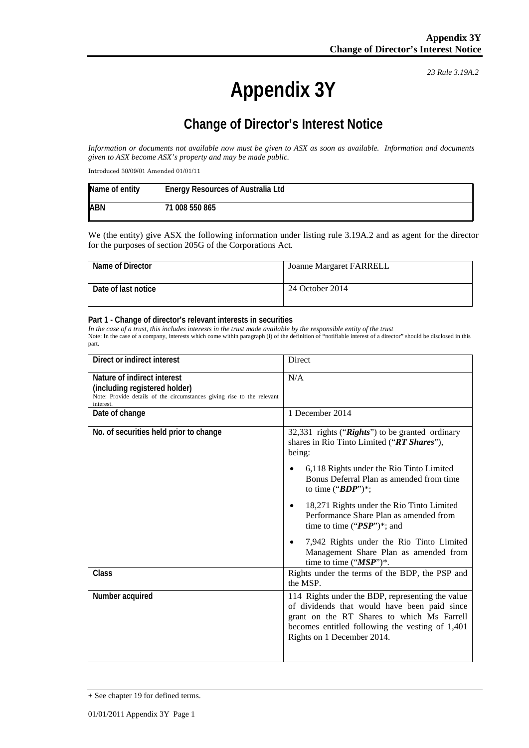*23 Rule 3.19A.2*

# Appendix 3Y

## Change of Director's Interest Notice

*Information or documents not available now must be given to ASX as soon as available. Information and documents given to ASX become ASX's property and may be made public.*

Introduced 30/09/01 Amended 01/01/11

| Name of entity | Energy Resources of Australia Ltd |
|---|---|
| ABN | 71 008 550 865 |

We (the entity) give ASX the following information under listing rule 3.19A.2 and as agent for the director for the purposes of section 205G of the Corporations Act.

| Name of Director | Joanne Margaret FARRELL |
|---|---|
| Date of last notice | 24 October 2014 |

**Part 1 - Change of director's relevant interests in securities**

*In the case of a trust, this includes interests in the trust made available by the responsible entity of the trust*

Note: In the case of a company, interests which come within paragraph (i) of the definition of "notifiable interest of a director" should be disclosed in this part.

| Direct or indirect interest | Direct |
|---|---|
| **Nature of indirect interest (including registered holder)**<br>Note: Provide details of the circumstances giving rise to the relevant interest. | N/A |
| **Date of change** | 1 December 2014 |
| **No. of securities held prior to change** | 32,331 rights ("***Rights***") to be granted ordinary shares in Rio Tinto Limited ("***RT Shares***"), being:<br>• 6,118 Rights under the Rio Tinto Limited Bonus Deferral Plan as amended from time to time ("***BDP***")*;<br>• 18,271 Rights under the Rio Tinto Limited Performance Share Plan as amended from time to time ("***PSP***")*; and<br>• 7,942 Rights under the Rio Tinto Limited Management Share Plan as amended from time to time ("***MSP***")*. |
| **Class** | Rights under the terms of the BDP, the PSP and the MSP. |
| **Number acquired** | 114 Rights under the BDP, representing the value of dividends that would have been paid since grant on the RT Shares to which Ms Farrell becomes entitled following the vesting of 1,401 Rights on 1 December 2014. |

+ See chapter 19 for defined terms.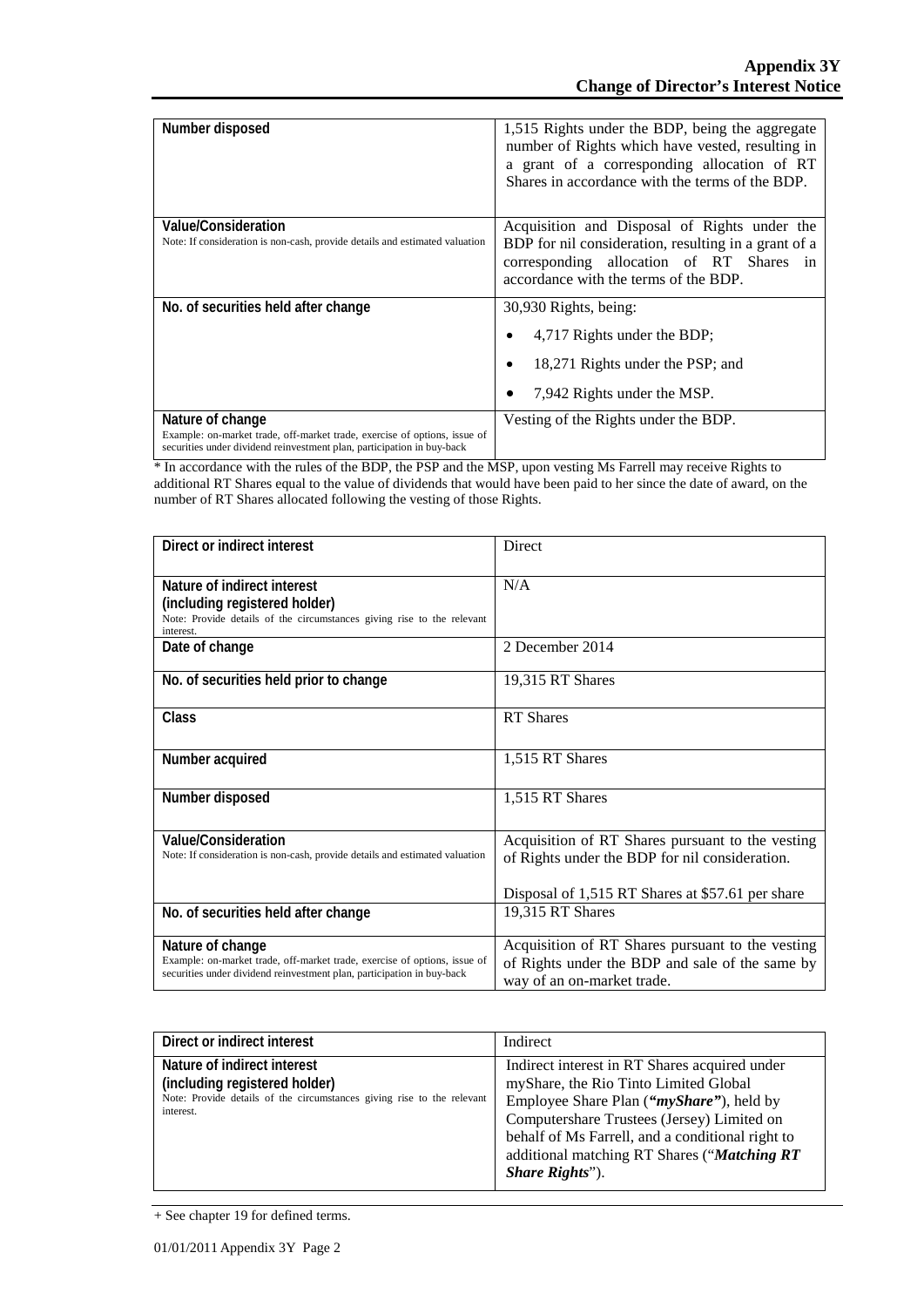| | |
|---|---|
| Number disposed | 1,515 Rights under the BDP, being the aggregate number of Rights which have vested, resulting in a grant of a corresponding allocation of RT Shares in accordance with the terms of the BDP. |
| Value/Consideration<br>Note: If consideration is non-cash, provide details and estimated valuation | Acquisition and Disposal of Rights under the BDP for nil consideration, resulting in a grant of a corresponding allocation of RT Shares in accordance with the terms of the BDP. |
| No. of securities held after change | 30,930 Rights, being:<br>• 4,717 Rights under the BDP;<br>• 18,271 Rights under the PSP; and<br>• 7,942 Rights under the MSP. |
| Nature of change<br>Example: on-market trade, off-market trade, exercise of options, issue of securities under dividend reinvestment plan, participation in buy-back | Vesting of the Rights under the BDP. |

* In accordance with the rules of the BDP, the PSP and the MSP, upon vesting Ms Farrell may receive Rights to additional RT Shares equal to the value of dividends that would have been paid to her since the date of award, on the number of RT Shares allocated following the vesting of those Rights.

| | |
|---|---|
| Direct or indirect interest | Direct |
| Nature of indirect interest (including registered holder)<br>Note: Provide details of the circumstances giving rise to the relevant interest. | N/A |
| Date of change | 2 December 2014 |
| No. of securities held prior to change | 19,315 RT Shares |
| Class | RT Shares |
| Number acquired | 1,515 RT Shares |
| Number disposed | 1,515 RT Shares |
| Value/Consideration<br>Note: If consideration is non-cash, provide details and estimated valuation | Acquisition of RT Shares pursuant to the vesting of Rights under the BDP for nil consideration.<br><br>Disposal of 1,515 RT Shares at $57.61 per share |
| No. of securities held after change | 19,315 RT Shares |
| Nature of change<br>Example: on-market trade, off-market trade, exercise of options, issue of securities under dividend reinvestment plan, participation in buy-back | Acquisition of RT Shares pursuant to the vesting of Rights under the BDP and sale of the same by way of an on-market trade. |

| | |
|---|---|
| Direct or indirect interest | Indirect |
| Nature of indirect interest (including registered holder)<br>Note: Provide details of the circumstances giving rise to the relevant interest. | Indirect interest in RT Shares acquired under myShare, the Rio Tinto Limited Global Employee Share Plan (***"myShare"***), held by Computershare Trustees (Jersey) Limited on behalf of Ms Farrell, and a conditional right to additional matching RT Shares ("***Matching RT Share Rights***"). |

+ See chapter 19 for defined terms.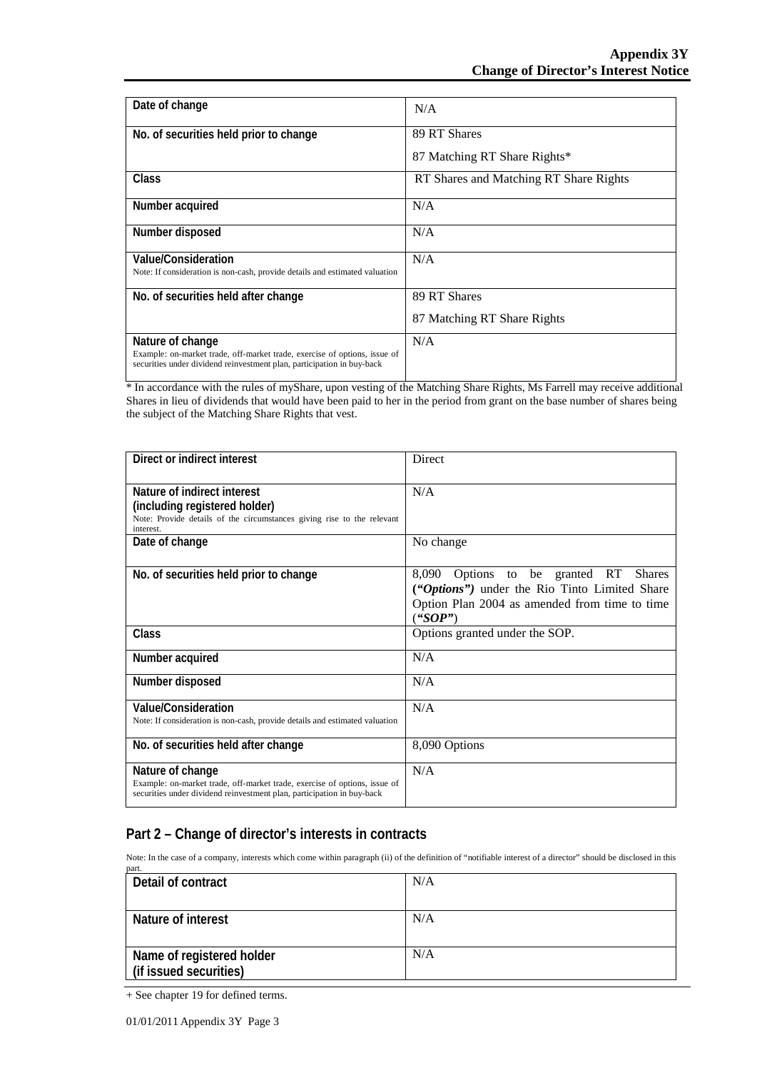| | |
|---|---|
| Date of change | N/A |
| No. of securities held prior to change | 89 RT Shares<br><br>87 Matching RT Share Rights* |
| Class | RT Shares and Matching RT Share Rights |
| Number acquired | N/A |
| Number disposed | N/A |
| Value/Consideration<br>Note: If consideration is non-cash, provide details and estimated valuation | N/A |
| No. of securities held after change | 89 RT Shares<br><br>87 Matching RT Share Rights |
| Nature of change<br>Example: on-market trade, off-market trade, exercise of options, issue of securities under dividend reinvestment plan, participation in buy-back | N/A |

* In accordance with the rules of myShare, upon vesting of the Matching Share Rights, Ms Farrell may receive additional Shares in lieu of dividends that would have been paid to her in the period from grant on the base number of shares being the subject of the Matching Share Rights that vest.

| | |
|---|---|
| Direct or indirect interest | Direct |
| Nature of indirect interest<br>(including registered holder)<br>Note: Provide details of the circumstances giving rise to the relevant interest. | N/A |
| Date of change | No change |
| No. of securities held prior to change | 8,090 Options to be granted RT Shares (*"Options")* under the Rio Tinto Limited Share Option Plan 2004 as amended from time to time (*"SOP"*) |
| Class | Options granted under the SOP. |
| Number acquired | N/A |
| Number disposed | N/A |
| Value/Consideration<br>Note: If consideration is non-cash, provide details and estimated valuation | N/A |
| No. of securities held after change | 8,090 Options |
| Nature of change<br>Example: on-market trade, off-market trade, exercise of options, issue of securities under dividend reinvestment plan, participation in buy-back | N/A |

## Part 2 – Change of director's interests in contracts

Note: In the case of a company, interests which come within paragraph (ii) of the definition of "notifiable interest of a director" should be disclosed in this part.

| | |
|---|---|
| Detail of contract | N/A |
| Nature of interest | N/A |
| Name of registered holder<br>(if issued securities) | N/A |

+ See chapter 19 for defined terms.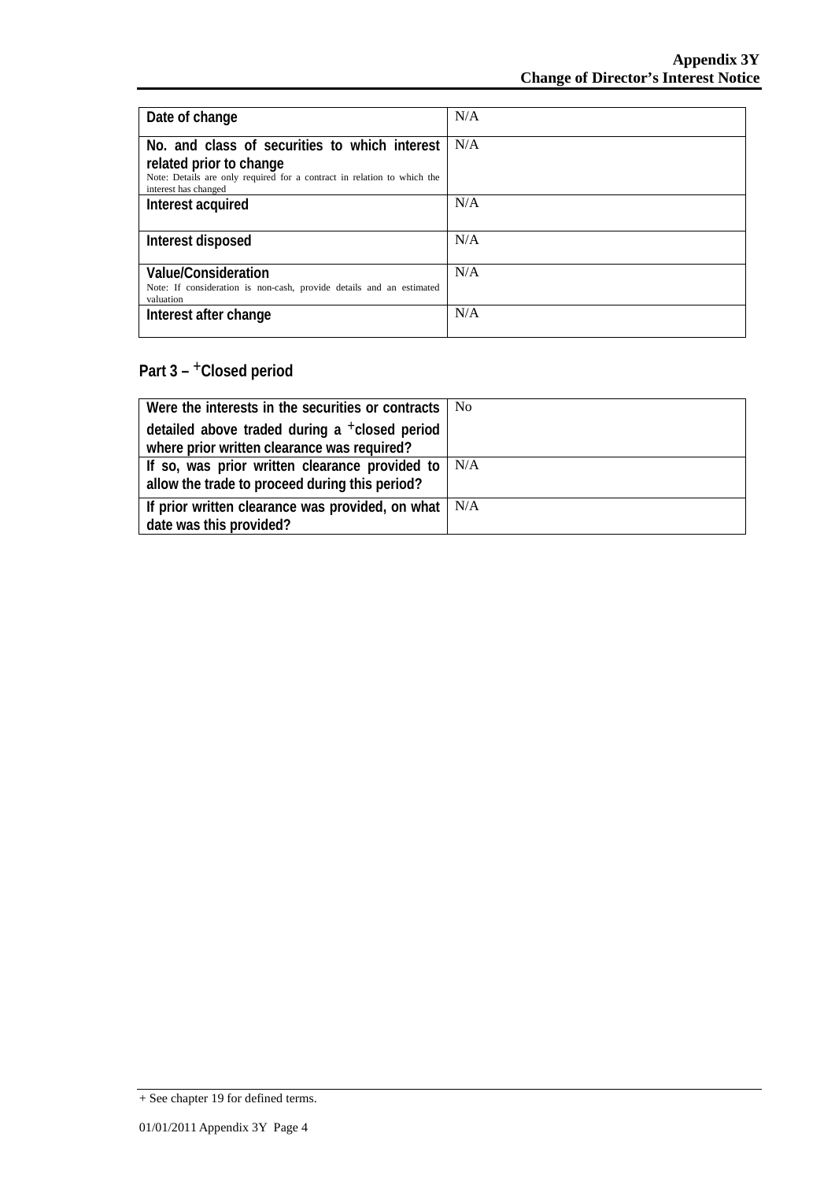| | |
|---|---|
| **Date of change** | N/A |
| **No. and class of securities to which interest related prior to change**<br>Note: Details are only required for a contract in relation to which the interest has changed | N/A |
| **Interest acquired** | N/A |
| **Interest disposed** | N/A |
| **Value/Consideration**<br>Note: If consideration is non-cash, provide details and an estimated valuation | N/A |
| **Interest after change** | N/A |

## Part 3 – +Closed period

| | |
|---|---|
| **Were the interests in the securities or contracts detailed above traded during a +closed period where prior written clearance was required?** | No |
| **If so, was prior written clearance provided to allow the trade to proceed during this period?** | N/A |
| **If prior written clearance was provided, on what date was this provided?** | N/A |

+ See chapter 19 for defined terms.